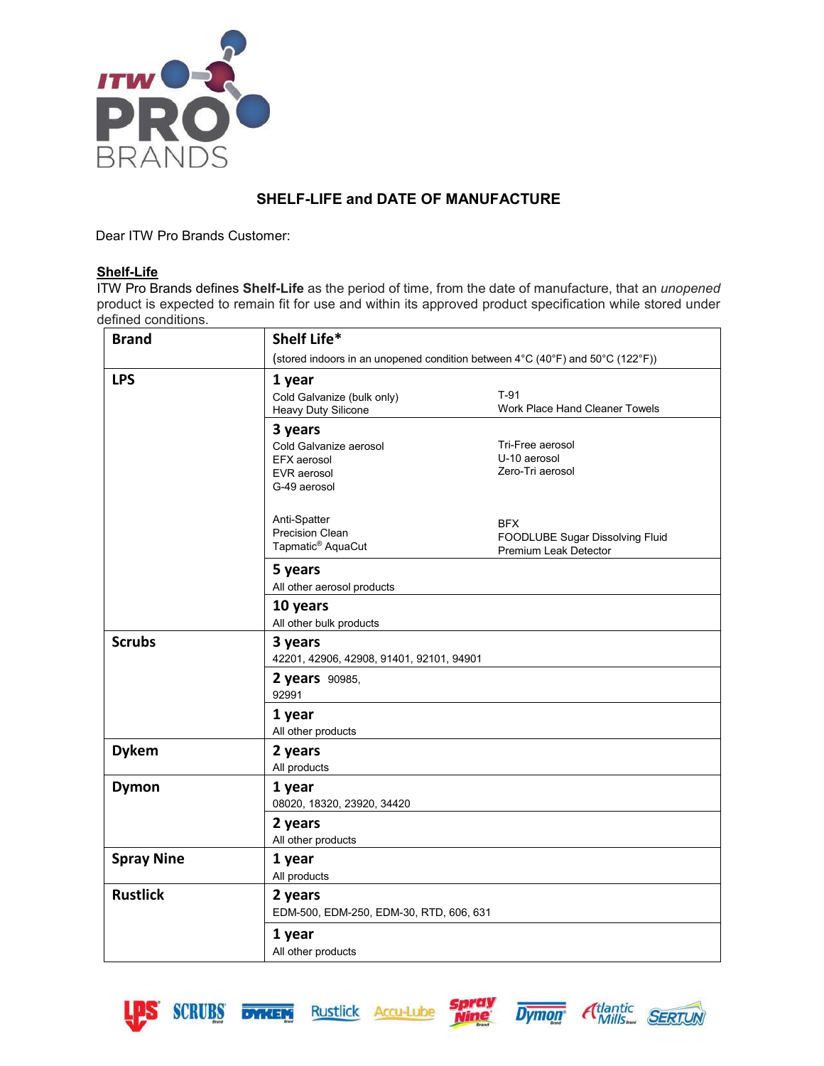# SHELF-LIFE and DATE OF MANUFACTURE

Dear ITW Pro Brands Customer:

## Shelf-Life

ITW Pro Brands defines **Shelf-Life** as the period of time, from the date of manufacture, that an *unopened* product is expected to remain fit for use and within its approved product specification while stored under defined conditions.

| Brand | Shelf Life* (stored indoors in an unopened condition between 4°C (40°F) and 50°C (122°F)) |
|---|---|
| **LPS** | **1 year**<br>Cold Galvanize (bulk only)<br>Heavy Duty Silicone<br>T-91<br>Work Place Hand Cleaner Towels |
| | **3 years**<br>Cold Galvanize aerosol<br>EFX aerosol<br>EVR aerosol<br>G-49 aerosol<br>Tri-Free aerosol<br>U-10 aerosol<br>Zero-Tri aerosol<br><br>Anti-Spatter<br>Precision Clean<br>Tapmatic® AquaCut<br>BFX<br>FOODLUBE Sugar Dissolving Fluid<br>Premium Leak Detector |
| | **5 years**<br>All other aerosol products |
| | **10 years**<br>All other bulk products |
| **Scrubs** | **3 years**<br>42201, 42906, 42908, 91401, 92101, 94901 |
| | **2 years** 90985, 92991 |
| | **1 year**<br>All other products |
| **Dykem** | **2 years**<br>All products |
| **Dymon** | **1 year**<br>08020, 18320, 23920, 34420 |
| | **2 years**<br>All other products |
| **Spray Nine** | **1 year**<br>All products |
| **Rustlick** | **2 years**<br>EDM-500, EDM-250, EDM-30, RTD, 606, 631 |
| | **1 year**<br>All other products |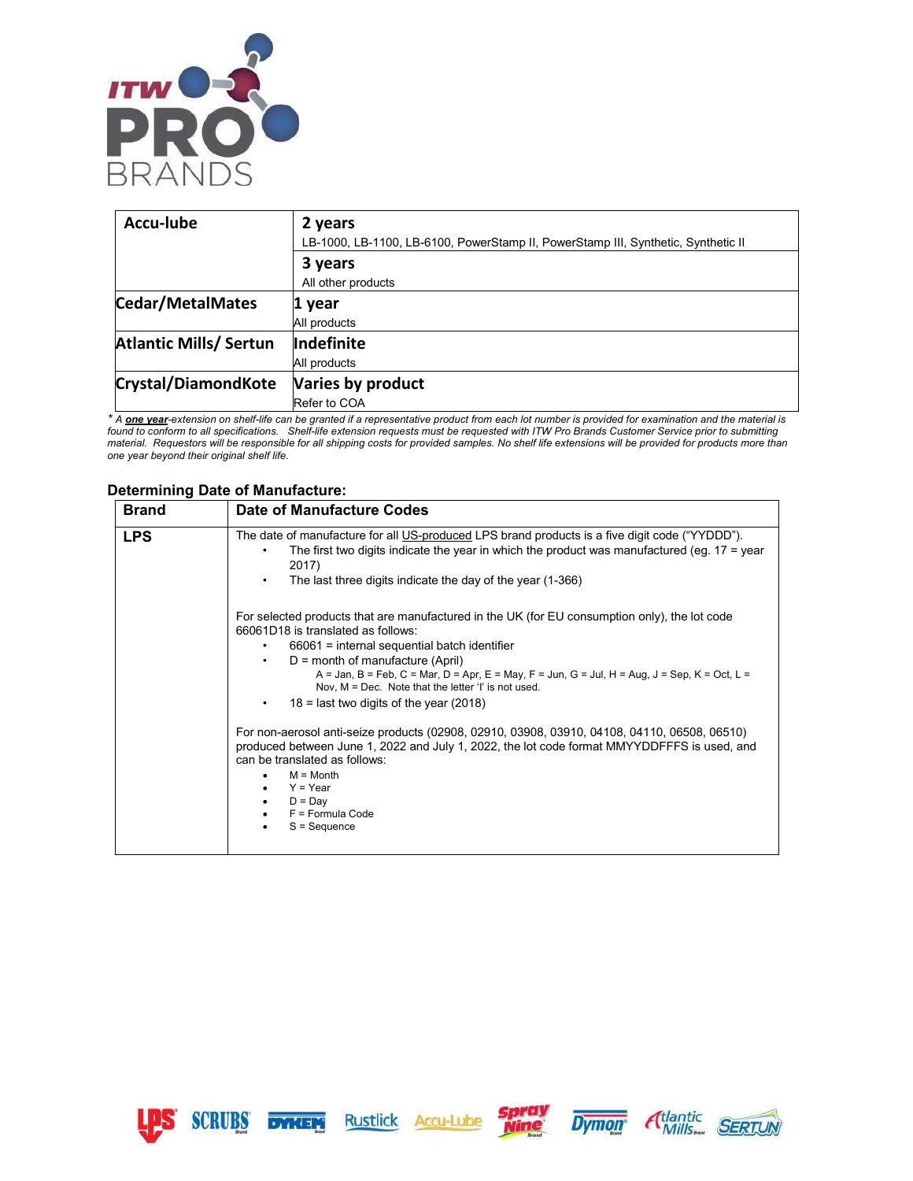| | |
|---|---|
| **Accu-lube** | **2 years**<br>LB-1000, LB-1100, LB-6100, PowerStamp II, PowerStamp III, Synthetic, Synthetic II<br>**3 years**<br>All other products |
| **Cedar/MetalMates** | **1 year**<br>All products |
| **Atlantic Mills/ Sertun** | **Indefinite**<br>All products |
| **Crystal/DiamondKote** | **Varies by product**<br>Refer to COA |

*\* A **one year**-extension on shelf-life can be granted if a representative product from each lot number is provided for examination and the material is found to conform to all specifications. Shelf-life extension requests must be requested with ITW Pro Brands Customer Service prior to submitting material. Requestors will be responsible for all shipping costs for provided samples. No shelf life extensions will be provided for products more than one year beyond their original shelf life.*

### Determining Date of Manufacture:

| Brand | Date of Manufacture Codes |
|---|---|
| **LPS** | The date of manufacture for all US-produced LPS brand products is a five digit code ("YYDDD").<br>• The first two digits indicate the year in which the product was manufactured (eg. 17 = year 2017)<br>• The last three digits indicate the day of the year (1-366)<br><br>For selected products that are manufactured in the UK (for EU consumption only), the lot code 66061D18 is translated as follows:<br>• 66061 = internal sequential batch identifier<br>• D = month of manufacture (April)<br>A = Jan, B = Feb, C = Mar, D = Apr, E = May, F = Jun, G = Jul, H = Aug, J = Sep, K = Oct, L = Nov, M = Dec. Note that the letter 'I' is not used.<br>• 18 = last two digits of the year (2018)<br><br>For non-aerosol anti-seize products (02908, 02910, 03908, 03910, 04108, 04110, 06508, 06510) produced between June 1, 2022 and July 1, 2022, the lot code format MMYYDDFFFS is used, and can be translated as follows:<br>• M = Month<br>• Y = Year<br>• D = Day<br>• F = Formula Code<br>• S = Sequence |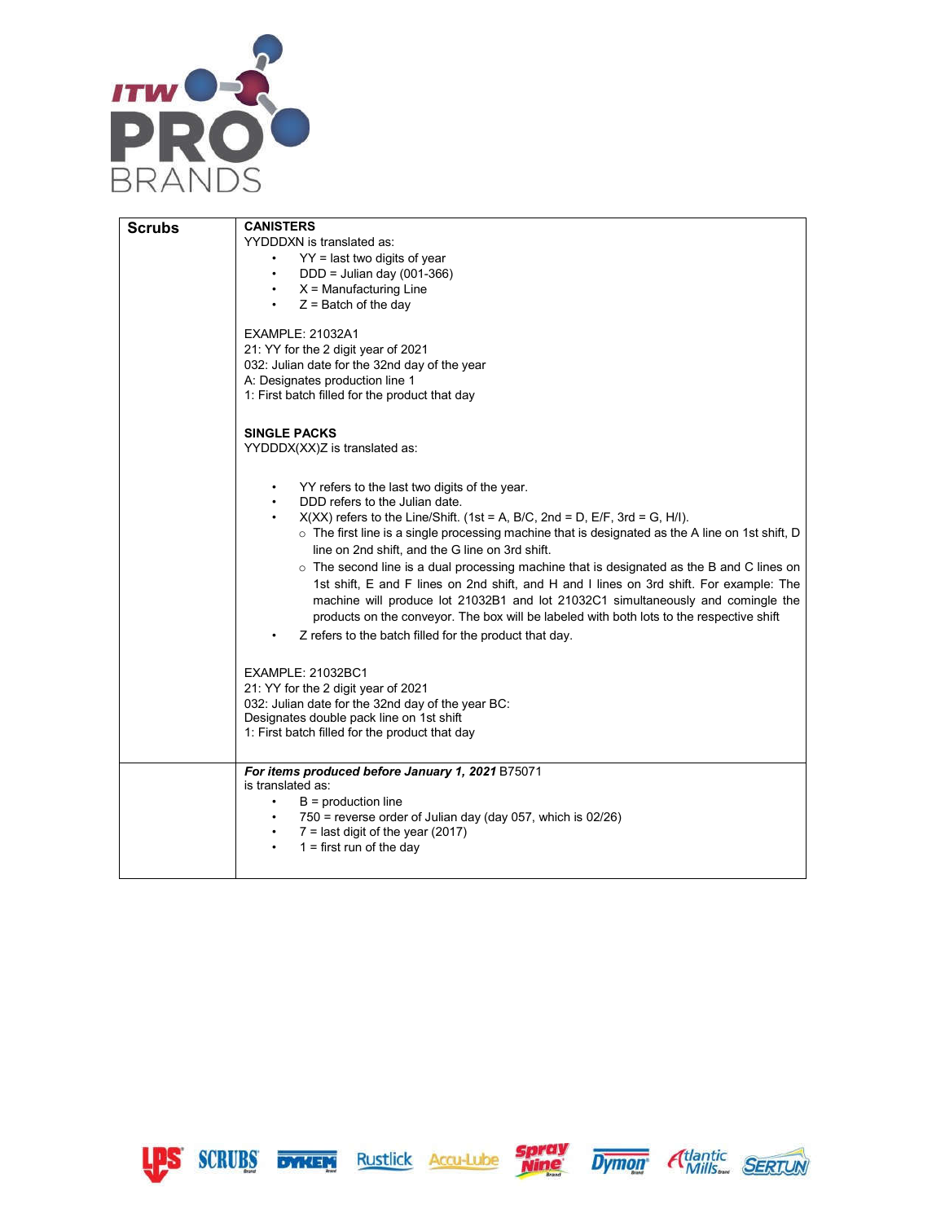| Scrubs | **CANISTERS**<br>YYDDDXN is translated as:<br>• YY = last two digits of year<br>• DDD = Julian day (001-366)<br>• X = Manufacturing Line<br>• Z = Batch of the day<br><br>EXAMPLE: 21032A1<br>21: YY for the 2 digit year of 2021<br>032: Julian date for the 32nd day of the year<br>A: Designates production line 1<br>1: First batch filled for the product that day<br><br>**SINGLE PACKS**<br>YYDDDX(XX)Z is translated as:<br><br>• YY refers to the last two digits of the year.<br>• DDD refers to the Julian date.<br>• X(XX) refers to the Line/Shift. (1st = A, B/C, 2nd = D, E/F, 3rd = G, H/I).<br>  ○ The first line is a single processing machine that is designated as the A line on 1st shift, D line on 2nd shift, and the G line on 3rd shift.<br>  ○ The second line is a dual processing machine that is designated as the B and C lines on 1st shift, E and F lines on 2nd shift, and H and I lines on 3rd shift. For example: The machine will produce lot 21032B1 and lot 21032C1 simultaneously and comingle the products on the conveyor. The box will be labeled with both lots to the respective shift<br>• Z refers to the batch filled for the product that day.<br><br>EXAMPLE: 21032BC1<br>21: YY for the 2 digit year of 2021<br>032: Julian date for the 32nd day of the year BC:<br>Designates double pack line on 1st shift<br>1: First batch filled for the product that day |
|---|---|
| | ***For items produced before January 1, 2021*** B75071 is translated as:<br>• B = production line<br>• 750 = reverse order of Julian day (day 057, which is 02/26)<br>• 7 = last digit of the year (2017)<br>• 1 = first run of the day |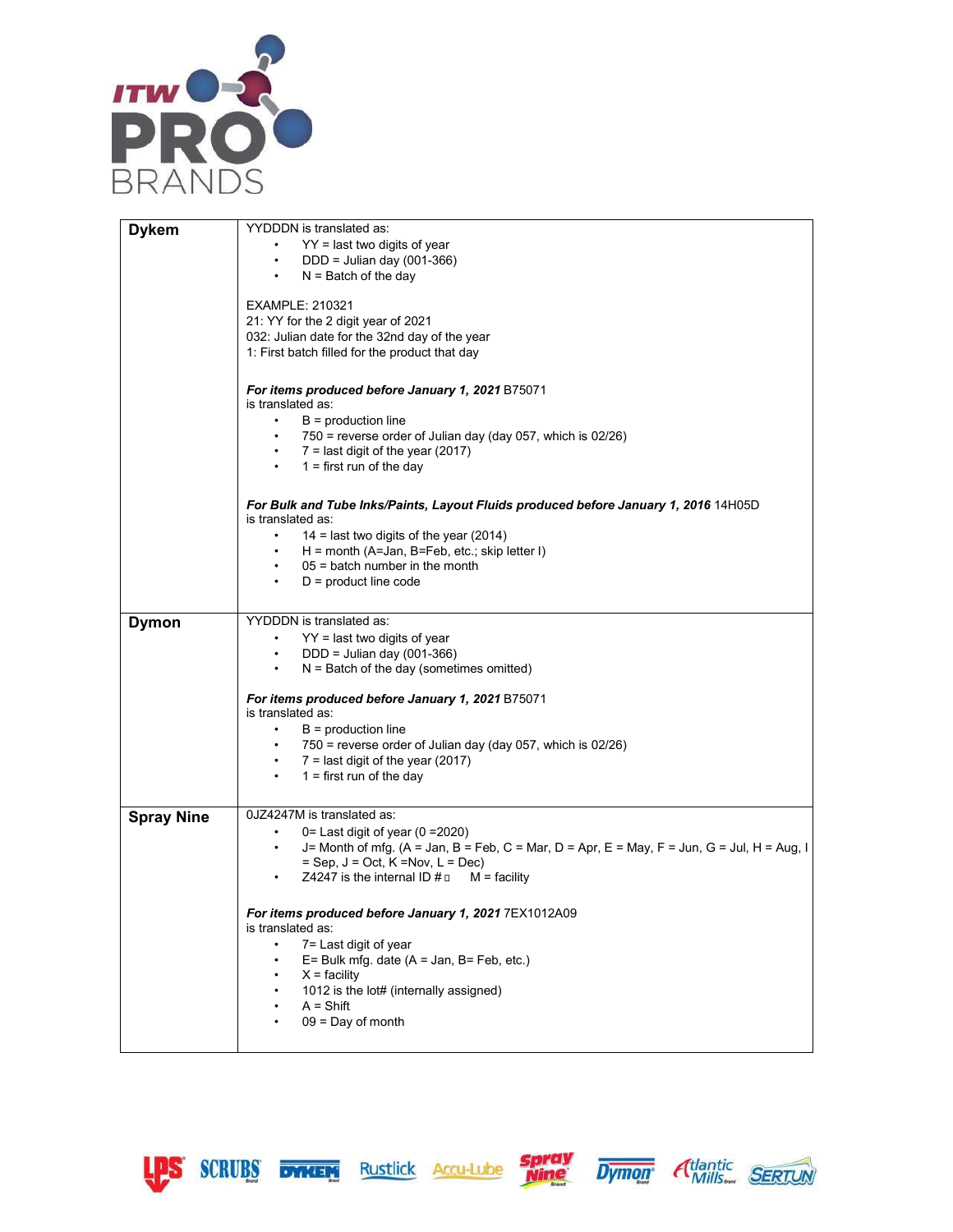| Brand | Code Format |
|---|---|
| **Dykem** | YYDDDN is translated as:<br>• YY = last two digits of year<br>• DDD = Julian day (001-366)<br>• N = Batch of the day<br><br>EXAMPLE: 210321<br>21: YY for the 2 digit year of 2021<br>032: Julian date for the 32nd day of the year<br>1: First batch filled for the product that day<br><br>***For items produced before January 1, 2021*** B75071 is translated as:<br>• B = production line<br>• 750 = reverse order of Julian day (day 057, which is 02/26)<br>• 7 = last digit of the year (2017)<br>• 1 = first run of the day<br><br>***For Bulk and Tube Inks/Paints, Layout Fluids produced before January 1, 2016*** 14H05D is translated as:<br>• 14 = last two digits of the year (2014)<br>• H = month (A=Jan, B=Feb, etc.; skip letter I)<br>• 05 = batch number in the month<br>• D = product line code |
| **Dymon** | YYDDDN is translated as:<br>• YY = last two digits of year<br>• DDD = Julian day (001-366)<br>• N = Batch of the day (sometimes omitted)<br><br>***For items produced before January 1, 2021*** B75071 is translated as:<br>• B = production line<br>• 750 = reverse order of Julian day (day 057, which is 02/26)<br>• 7 = last digit of the year (2017)<br>• 1 = first run of the day |
| **Spray Nine** | 0JZ4247M is translated as:<br>• 0= Last digit of year (0 =2020)<br>• J= Month of mfg. (A = Jan, B = Feb, C = Mar, D = Apr, E = May, F = Jun, G = Jul, H = Aug, I = Sep, J = Oct, K =Nov, L = Dec)<br>• Z4247 is the internal ID # M = facility<br><br>***For items produced before January 1, 2021*** 7EX1012A09 is translated as:<br>• 7= Last digit of year<br>• E= Bulk mfg. date (A = Jan, B= Feb, etc.)<br>• X = facility<br>• 1012 is the lot# (internally assigned)<br>• A = Shift<br>• 09 = Day of month |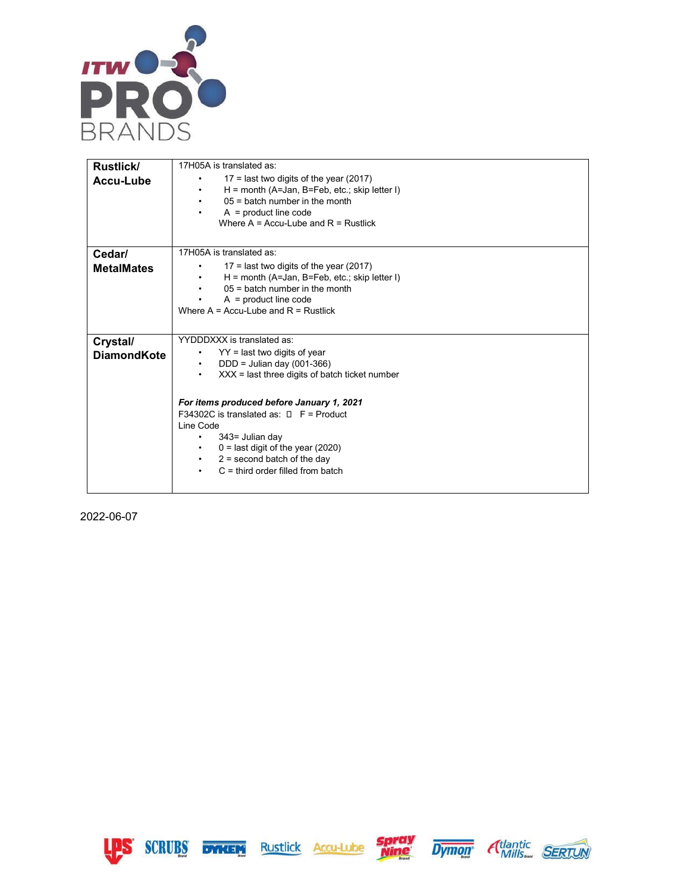| | |
|---|---|
| **Rustlick/ Accu-Lube** | 17H05A is translated as:<br>• 17 = last two digits of the year (2017)<br>• H = month (A=Jan, B=Feb, etc.; skip letter I)<br>• 05 = batch number in the month<br>• A = product line code<br>Where A = Accu-Lube and R = Rustlick |
| **Cedar/ MetalMates** | 17H05A is translated as:<br>• 17 = last two digits of the year (2017)<br>• H = month (A=Jan, B=Feb, etc.; skip letter I)<br>• 05 = batch number in the month<br>• A = product line code<br>Where A = Accu-Lube and R = Rustlick |
| **Crystal/ DiamondKote** | YYDDDXXX is translated as:<br>• YY = last two digits of year<br>• DDD = Julian day (001-366)<br>• XXX = last three digits of batch ticket number<br><br>***For items produced before January 1, 2021***<br>F34302C is translated as: F = Product Line Code<br>• 343= Julian day<br>• 0 = last digit of the year (2020)<br>• 2 = second batch of the day<br>• C = third order filled from batch |

2022-06-07